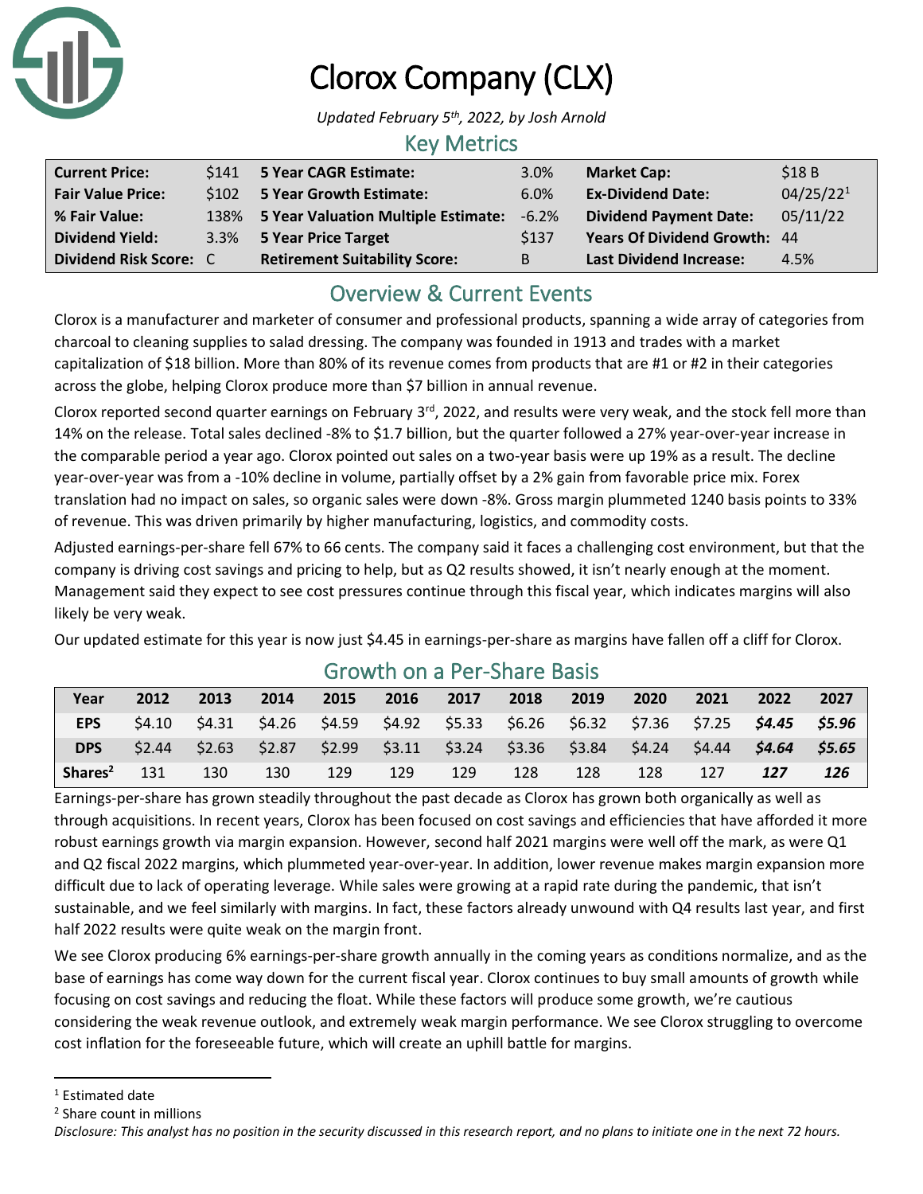# Clorox Company (CLX)

*Updated February 5th, 2022, by Josh Arnold*

## Key Metrics

| | | | | | |
|---|---|---|---|---|---|
| **Current Price:** | $141 | **5 Year CAGR Estimate:** | 3.0% | **Market Cap:** | $18 B |
| **Fair Value Price:** | $102 | **5 Year Growth Estimate:** | 6.0% | **Ex-Dividend Date:** | 04/25/22[1] |
| **% Fair Value:** | 138% | **5 Year Valuation Multiple Estimate:** | -6.2% | **Dividend Payment Date:** | 05/11/22 |
| **Dividend Yield:** | 3.3% | **5 Year Price Target** | $137 | **Years Of Dividend Growth:** | 44 |
| **Dividend Risk Score:** | C | **Retirement Suitability Score:** | B | **Last Dividend Increase:** | 4.5% |

## Overview & Current Events

Clorox is a manufacturer and marketer of consumer and professional products, spanning a wide array of categories from charcoal to cleaning supplies to salad dressing. The company was founded in 1913 and trades with a market capitalization of $18 billion. More than 80% of its revenue comes from products that are #1 or #2 in their categories across the globe, helping Clorox produce more than $7 billion in annual revenue.

Clorox reported second quarter earnings on February 3rd, 2022, and results were very weak, and the stock fell more than 14% on the release. Total sales declined -8% to $1.7 billion, but the quarter followed a 27% year-over-year increase in the comparable period a year ago. Clorox pointed out sales on a two-year basis were up 19% as a result. The decline year-over-year was from a -10% decline in volume, partially offset by a 2% gain from favorable price mix. Forex translation had no impact on sales, so organic sales were down -8%. Gross margin plummeted 1240 basis points to 33% of revenue. This was driven primarily by higher manufacturing, logistics, and commodity costs.

Adjusted earnings-per-share fell 67% to 66 cents. The company said it faces a challenging cost environment, but that the company is driving cost savings and pricing to help, but as Q2 results showed, it isn't nearly enough at the moment. Management said they expect to see cost pressures continue through this fiscal year, which indicates margins will also likely be very weak.

Our updated estimate for this year is now just $4.45 in earnings-per-share as margins have fallen off a cliff for Clorox.

## Growth on a Per-Share Basis

| Year | 2012 | 2013 | 2014 | 2015 | 2016 | 2017 | 2018 | 2019 | 2020 | 2021 | 2022 | 2027 |
|---|---|---|---|---|---|---|---|---|---|---|---|---|
| **EPS** | $4.10 | $4.31 | $4.26 | $4.59 | $4.92 | $5.33 | $6.26 | $6.32 | $7.36 | $7.25 | ***$4.45*** | ***$5.96*** |
| **DPS** | $2.44 | $2.63 | $2.87 | $2.99 | $3.11 | $3.24 | $3.36 | $3.84 | $4.24 | $4.44 | ***$4.64*** | ***$5.65*** |
| **Shares[2]** | 131 | 130 | 130 | 129 | 129 | 129 | 128 | 128 | 128 | 127 | ***127*** | ***126*** |

Earnings-per-share has grown steadily throughout the past decade as Clorox has grown both organically as well as through acquisitions. In recent years, Clorox has been focused on cost savings and efficiencies that have afforded it more robust earnings growth via margin expansion. However, second half 2021 margins were well off the mark, as were Q1 and Q2 fiscal 2022 margins, which plummeted year-over-year. In addition, lower revenue makes margin expansion more difficult due to lack of operating leverage. While sales were growing at a rapid rate during the pandemic, that isn't sustainable, and we feel similarly with margins. In fact, these factors already unwound with Q4 results last year, and first half 2022 results were quite weak on the margin front.

We see Clorox producing 6% earnings-per-share growth annually in the coming years as conditions normalize, and as the base of earnings has come way down for the current fiscal year. Clorox continues to buy small amounts of growth while focusing on cost savings and reducing the float. While these factors will produce some growth, we're cautious considering the weak revenue outlook, and extremely weak margin performance. We see Clorox struggling to overcome cost inflation for the foreseeable future, which will create an uphill battle for margins.

[1] Estimated date

[2] Share count in millions

*Disclosure: This analyst has no position in the security discussed in this research report, and no plans to initiate one in the next 72 hours.*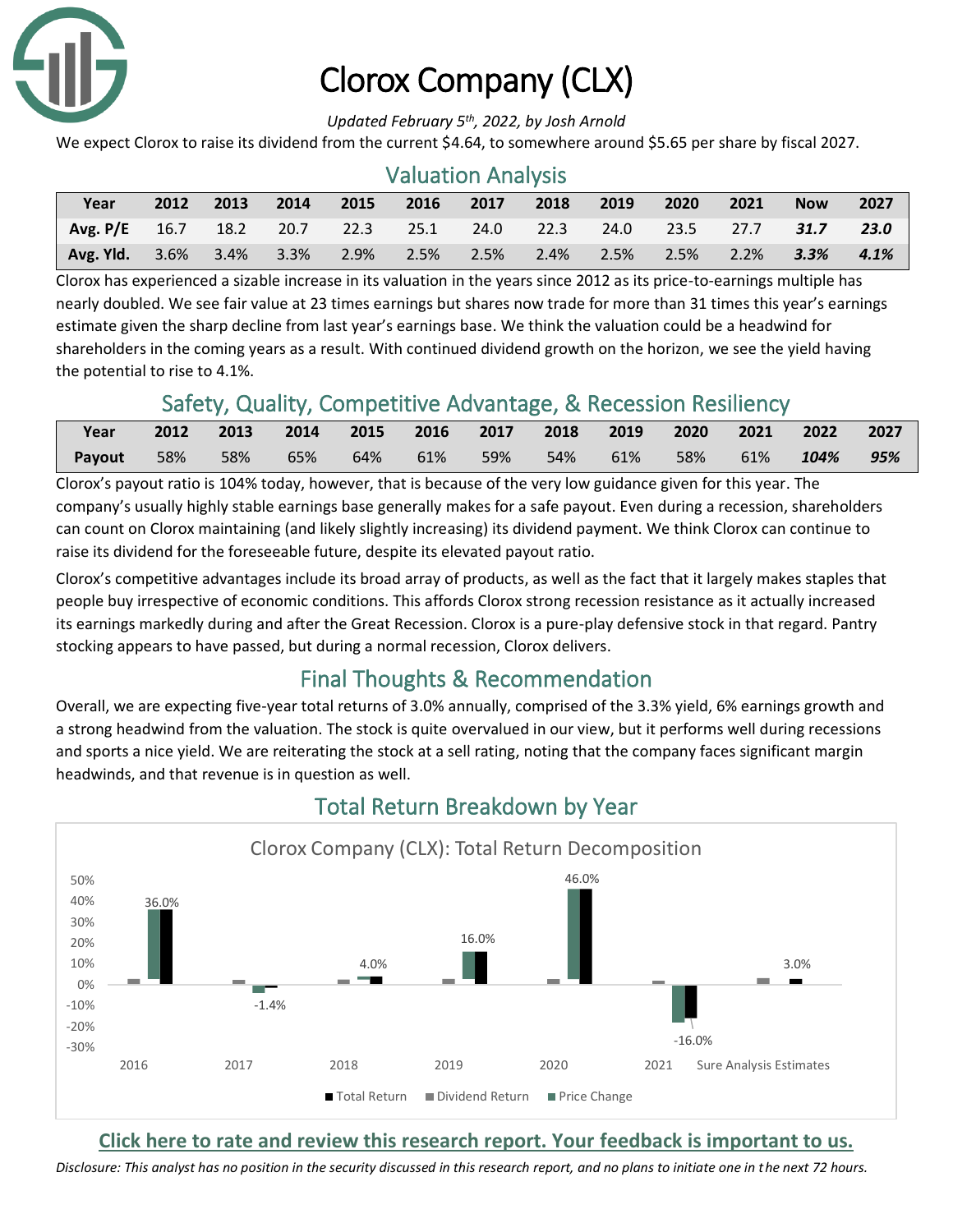# Clorox Company (CLX)

*Updated February 5th, 2022, by Josh Arnold*

We expect Clorox to raise its dividend from the current $4.64, to somewhere around $5.65 per share by fiscal 2027.

## Valuation Analysis

| Year | 2012 | 2013 | 2014 | 2015 | 2016 | 2017 | 2018 | 2019 | 2020 | 2021 | Now | 2027 |
|---|---|---|---|---|---|---|---|---|---|---|---|---|
| **Avg. P/E** | 16.7 | 18.2 | 20.7 | 22.3 | 25.1 | 24.0 | 22.3 | 24.0 | 23.5 | 27.7 | ***31.7*** | ***23.0*** |
| **Avg. Yld.** | 3.6% | 3.4% | 3.3% | 2.9% | 2.5% | 2.5% | 2.4% | 2.5% | 2.5% | 2.2% | ***3.3%*** | ***4.1%*** |

Clorox has experienced a sizable increase in its valuation in the years since 2012 as its price-to-earnings multiple has nearly doubled. We see fair value at 23 times earnings but shares now trade for more than 31 times this year's earnings estimate given the sharp decline from last year's earnings base. We think the valuation could be a headwind for shareholders in the coming years as a result. With continued dividend growth on the horizon, we see the yield having the potential to rise to 4.1%.

## Safety, Quality, Competitive Advantage, & Recession Resiliency

| Year | 2012 | 2013 | 2014 | 2015 | 2016 | 2017 | 2018 | 2019 | 2020 | 2021 | 2022 | 2027 |
|---|---|---|---|---|---|---|---|---|---|---|---|---|
| **Payout** | 58% | 58% | 65% | 64% | 61% | 59% | 54% | 61% | 58% | 61% | ***104%*** | ***95%*** |

Clorox's payout ratio is 104% today, however, that is because of the very low guidance given for this year. The company's usually highly stable earnings base generally makes for a safe payout. Even during a recession, shareholders can count on Clorox maintaining (and likely slightly increasing) its dividend payment. We think Clorox can continue to raise its dividend for the foreseeable future, despite its elevated payout ratio.

Clorox's competitive advantages include its broad array of products, as well as the fact that it largely makes staples that people buy irrespective of economic conditions. This affords Clorox strong recession resistance as it actually increased its earnings markedly during and after the Great Recession. Clorox is a pure-play defensive stock in that regard. Pantry stocking appears to have passed, but during a normal recession, Clorox delivers.

## Final Thoughts & Recommendation

Overall, we are expecting five-year total returns of 3.0% annually, comprised of the 3.3% yield, 6% earnings growth and a strong headwind from the valuation. The stock is quite overvalued in our view, but it performs well during recessions and sports a nice yield. We are reiterating the stock at a sell rating, noting that the company faces significant margin headwinds, and that revenue is in question as well.

## Total Return Breakdown by Year

Clorox Company (CLX): Total Return Decomposition

| | 2016 | 2017 | 2018 | 2019 | 2020 | 2021 | Sure Analysis Estimates |
|---|---|---|---|---|---|---|---|
| Total Return | 36.0% | -1.4% | 4.0% | 16.0% | 46.0% | -16.0% | 3.0% |

Legend: Total Return, Dividend Return, Price Change

**Click here to rate and review this research report. Your feedback is important to us.**

*Disclosure: This analyst has no position in the security discussed in this research report, and no plans to initiate one in the next 72 hours.*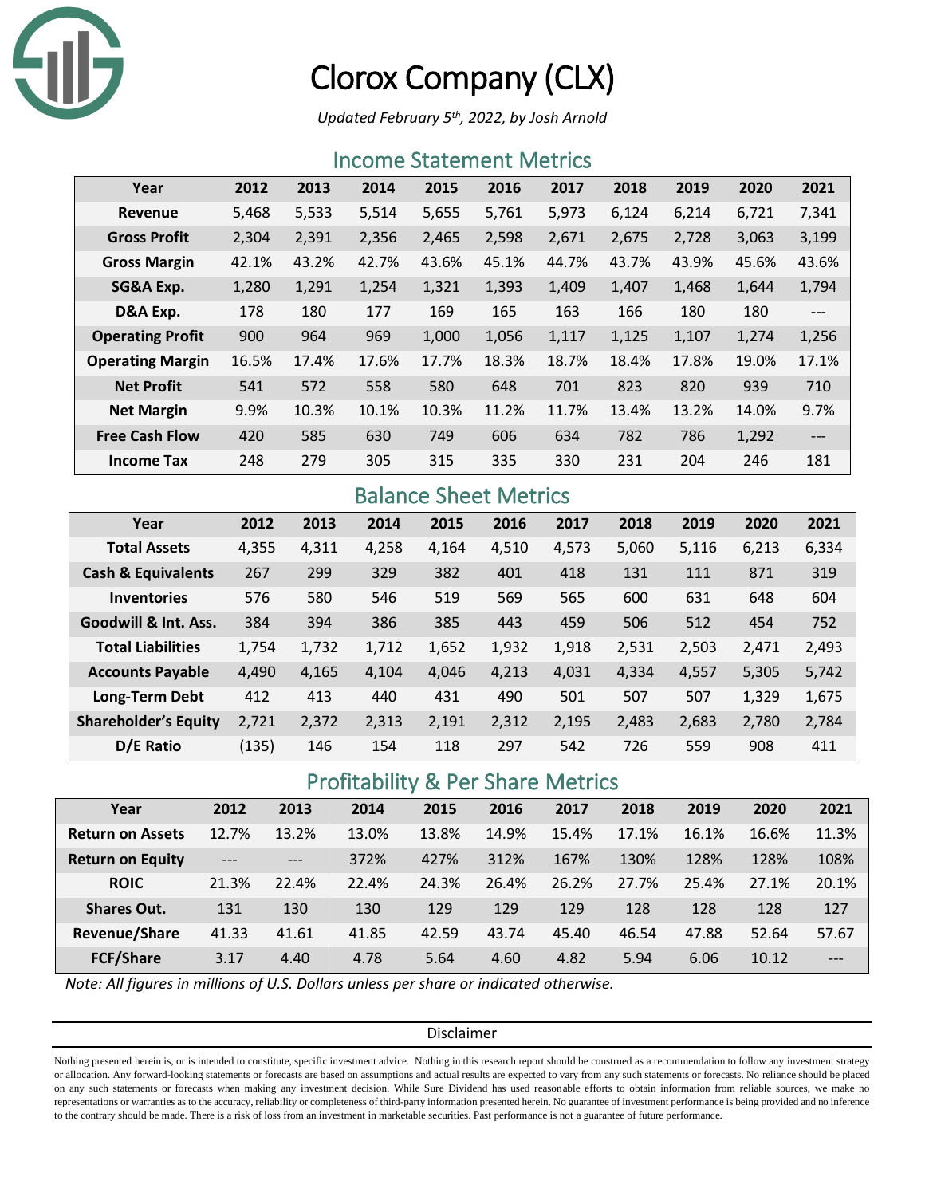# Clorox Company (CLX)

*Updated February 5th, 2022, by Josh Arnold*

## Income Statement Metrics

| Year | 2012 | 2013 | 2014 | 2015 | 2016 | 2017 | 2018 | 2019 | 2020 | 2021 |
|---|---|---|---|---|---|---|---|---|---|---|
| Revenue | 5,468 | 5,533 | 5,514 | 5,655 | 5,761 | 5,973 | 6,124 | 6,214 | 6,721 | 7,341 |
| Gross Profit | 2,304 | 2,391 | 2,356 | 2,465 | 2,598 | 2,671 | 2,675 | 2,728 | 3,063 | 3,199 |
| Gross Margin | 42.1% | 43.2% | 42.7% | 43.6% | 45.1% | 44.7% | 43.7% | 43.9% | 45.6% | 43.6% |
| SG&A Exp. | 1,280 | 1,291 | 1,254 | 1,321 | 1,393 | 1,409 | 1,407 | 1,468 | 1,644 | 1,794 |
| D&A Exp. | 178 | 180 | 177 | 169 | 165 | 163 | 166 | 180 | 180 | --- |
| Operating Profit | 900 | 964 | 969 | 1,000 | 1,056 | 1,117 | 1,125 | 1,107 | 1,274 | 1,256 |
| Operating Margin | 16.5% | 17.4% | 17.6% | 17.7% | 18.3% | 18.7% | 18.4% | 17.8% | 19.0% | 17.1% |
| Net Profit | 541 | 572 | 558 | 580 | 648 | 701 | 823 | 820 | 939 | 710 |
| Net Margin | 9.9% | 10.3% | 10.1% | 10.3% | 11.2% | 11.7% | 13.4% | 13.2% | 14.0% | 9.7% |
| Free Cash Flow | 420 | 585 | 630 | 749 | 606 | 634 | 782 | 786 | 1,292 | --- |
| Income Tax | 248 | 279 | 305 | 315 | 335 | 330 | 231 | 204 | 246 | 181 |

## Balance Sheet Metrics

| Year | 2012 | 2013 | 2014 | 2015 | 2016 | 2017 | 2018 | 2019 | 2020 | 2021 |
|---|---|---|---|---|---|---|---|---|---|---|
| Total Assets | 4,355 | 4,311 | 4,258 | 4,164 | 4,510 | 4,573 | 5,060 | 5,116 | 6,213 | 6,334 |
| Cash & Equivalents | 267 | 299 | 329 | 382 | 401 | 418 | 131 | 111 | 871 | 319 |
| Inventories | 576 | 580 | 546 | 519 | 569 | 565 | 600 | 631 | 648 | 604 |
| Goodwill & Int. Ass. | 384 | 394 | 386 | 385 | 443 | 459 | 506 | 512 | 454 | 752 |
| Total Liabilities | 1,754 | 1,732 | 1,712 | 1,652 | 1,932 | 1,918 | 2,531 | 2,503 | 2,471 | 2,493 |
| Accounts Payable | 4,490 | 4,165 | 4,104 | 4,046 | 4,213 | 4,031 | 4,334 | 4,557 | 5,305 | 5,742 |
| Long-Term Debt | 412 | 413 | 440 | 431 | 490 | 501 | 507 | 507 | 1,329 | 1,675 |
| Shareholder's Equity | 2,721 | 2,372 | 2,313 | 2,191 | 2,312 | 2,195 | 2,483 | 2,683 | 2,780 | 2,784 |
| D/E Ratio | (135) | 146 | 154 | 118 | 297 | 542 | 726 | 559 | 908 | 411 |

## Profitability & Per Share Metrics

| Year | 2012 | 2013 | 2014 | 2015 | 2016 | 2017 | 2018 | 2019 | 2020 | 2021 |
|---|---|---|---|---|---|---|---|---|---|---|
| Return on Assets | 12.7% | 13.2% | 13.0% | 13.8% | 14.9% | 15.4% | 17.1% | 16.1% | 16.6% | 11.3% |
| Return on Equity | --- | --- | 372% | 427% | 312% | 167% | 130% | 128% | 128% | 108% |
| ROIC | 21.3% | 22.4% | 22.4% | 24.3% | 26.4% | 26.2% | 27.7% | 25.4% | 27.1% | 20.1% |
| Shares Out. | 131 | 130 | 130 | 129 | 129 | 129 | 128 | 128 | 128 | 127 |
| Revenue/Share | 41.33 | 41.61 | 41.85 | 42.59 | 43.74 | 45.40 | 46.54 | 47.88 | 52.64 | 57.67 |
| FCF/Share | 3.17 | 4.40 | 4.78 | 5.64 | 4.60 | 4.82 | 5.94 | 6.06 | 10.12 | --- |

*Note: All figures in millions of U.S. Dollars unless per share or indicated otherwise.*

---

Disclaimer

---

Nothing presented herein is, or is intended to constitute, specific investment advice. Nothing in this research report should be construed as a recommendation to follow any investment strategy or allocation. Any forward-looking statements or forecasts are based on assumptions and actual results are expected to vary from any such statements or forecasts. No reliance should be placed on any such statements or forecasts when making any investment decision. While Sure Dividend has used reasonable efforts to obtain information from reliable sources, we make no representations or warranties as to the accuracy, reliability or completeness of third-party information presented herein. No guarantee of investment performance is being provided and no inference to the contrary should be made. There is a risk of loss from an investment in marketable securities. Past performance is not a guarantee of future performance.